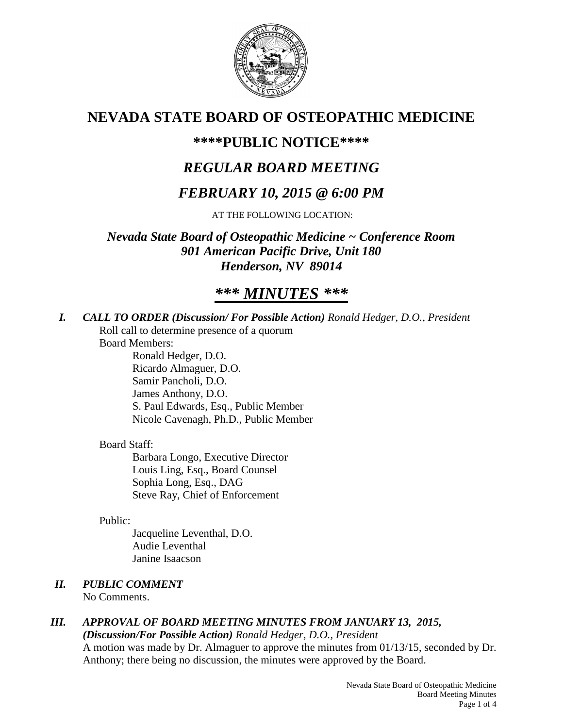# NEVADA STATE BOARD OF OSTEOPATHIC MEDICINE

## ****PUBLIC NOTICE****

## *REGULAR BOARD MEETING*

## *FEBRUARY 10, 2015 @ 6:00 PM*

AT THE FOLLOWING LOCATION:

***Nevada State Board of Osteopathic Medicine ~ Conference Room***
***901 American Pacific Drive, Unit 180***
***Henderson, NV 89014***

# *** *MINUTES* ***

***I. CALL TO ORDER (Discussion/ For Possible Action)*** *Ronald Hedger, D.O., President*

Roll call to determine presence of a quorum

Board Members:

Ronald Hedger, D.O.
Ricardo Almaguer, D.O.
Samir Pancholi, D.O.
James Anthony, D.O.
S. Paul Edwards, Esq., Public Member
Nicole Cavenagh, Ph.D., Public Member

Board Staff:

Barbara Longo, Executive Director
Louis Ling, Esq., Board Counsel
Sophia Long, Esq., DAG
Steve Ray, Chief of Enforcement

Public:

Jacqueline Leventhal, D.O.
Audie Leventhal
Janine Isaacson

***II. PUBLIC COMMENT***

No Comments.

***III. APPROVAL OF BOARD MEETING MINUTES FROM JANUARY 13, 2015, (Discussion/For Possible Action)*** *Ronald Hedger, D.O., President*

A motion was made by Dr. Almaguer to approve the minutes from 01/13/15, seconded by Dr. Anthony; there being no discussion, the minutes were approved by the Board.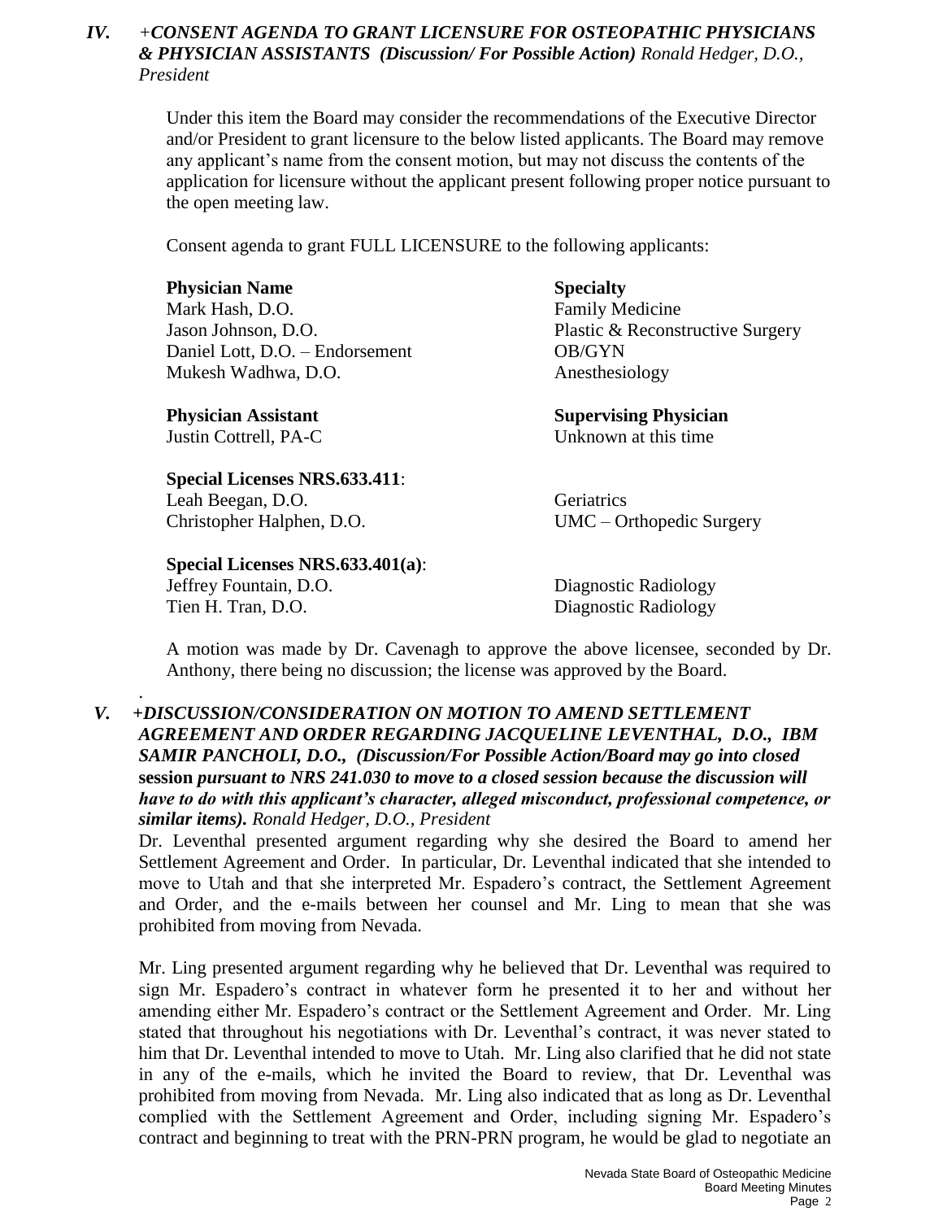## IV. *+CONSENT AGENDA TO GRANT LICENSURE FOR OSTEOPATHIC PHYSICIANS & PHYSICIAN ASSISTANTS (Discussion/ For Possible Action) Ronald Hedger, D.O., President*

Under this item the Board may consider the recommendations of the Executive Director and/or President to grant licensure to the below listed applicants. The Board may remove any applicant's name from the consent motion, but may not discuss the contents of the application for licensure without the applicant present following proper notice pursuant to the open meeting law.

Consent agenda to grant FULL LICENSURE to the following applicants:

| **Physician Name** | **Specialty** |
|---|---|
| Mark Hash, D.O. | Family Medicine |
| Jason Johnson, D.O. | Plastic & Reconstructive Surgery |
| Daniel Lott, D.O. – Endorsement | OB/GYN |
| Mukesh Wadhwa, D.O. | Anesthesiology |

| **Physician Assistant** | **Supervising Physician** |
|---|---|
| Justin Cottrell, PA-C | Unknown at this time |

| **Special Licenses NRS.633.411**: | |
|---|---|
| Leah Beegan, D.O. | Geriatrics |
| Christopher Halphen, D.O. | UMC – Orthopedic Surgery |

| **Special Licenses NRS.633.401(a)**: | |
|---|---|
| Jeffrey Fountain, D.O. | Diagnostic Radiology |
| Tien H. Tran, D.O. | Diagnostic Radiology |

A motion was made by Dr. Cavenagh to approve the above licensee, seconded by Dr. Anthony, there being no discussion; the license was approved by the Board.

## V. *+DISCUSSION/CONSIDERATION ON MOTION TO AMEND SETTLEMENT AGREEMENT AND ORDER REGARDING JACQUELINE LEVENTHAL, D.O., IBM SAMIR PANCHOLI, D.O., (Discussion/For Possible Action/Board may go into closed* **session** *pursuant to NRS 241.030 to move to a closed session because the discussion will have to do with this applicant's character, alleged misconduct, professional competence, or similar items). Ronald Hedger, D.O., President*

Dr. Leventhal presented argument regarding why she desired the Board to amend her Settlement Agreement and Order. In particular, Dr. Leventhal indicated that she intended to move to Utah and that she interpreted Mr. Espadero's contract, the Settlement Agreement and Order, and the e-mails between her counsel and Mr. Ling to mean that she was prohibited from moving from Nevada.

Mr. Ling presented argument regarding why he believed that Dr. Leventhal was required to sign Mr. Espadero's contract in whatever form he presented it to her and without her amending either Mr. Espadero's contract or the Settlement Agreement and Order. Mr. Ling stated that throughout his negotiations with Dr. Leventhal's contract, it was never stated to him that Dr. Leventhal intended to move to Utah. Mr. Ling also clarified that he did not state in any of the e-mails, which he invited the Board to review, that Dr. Leventhal was prohibited from moving from Nevada. Mr. Ling also indicated that as long as Dr. Leventhal complied with the Settlement Agreement and Order, including signing Mr. Espadero's contract and beginning to treat with the PRN-PRN program, he would be glad to negotiate an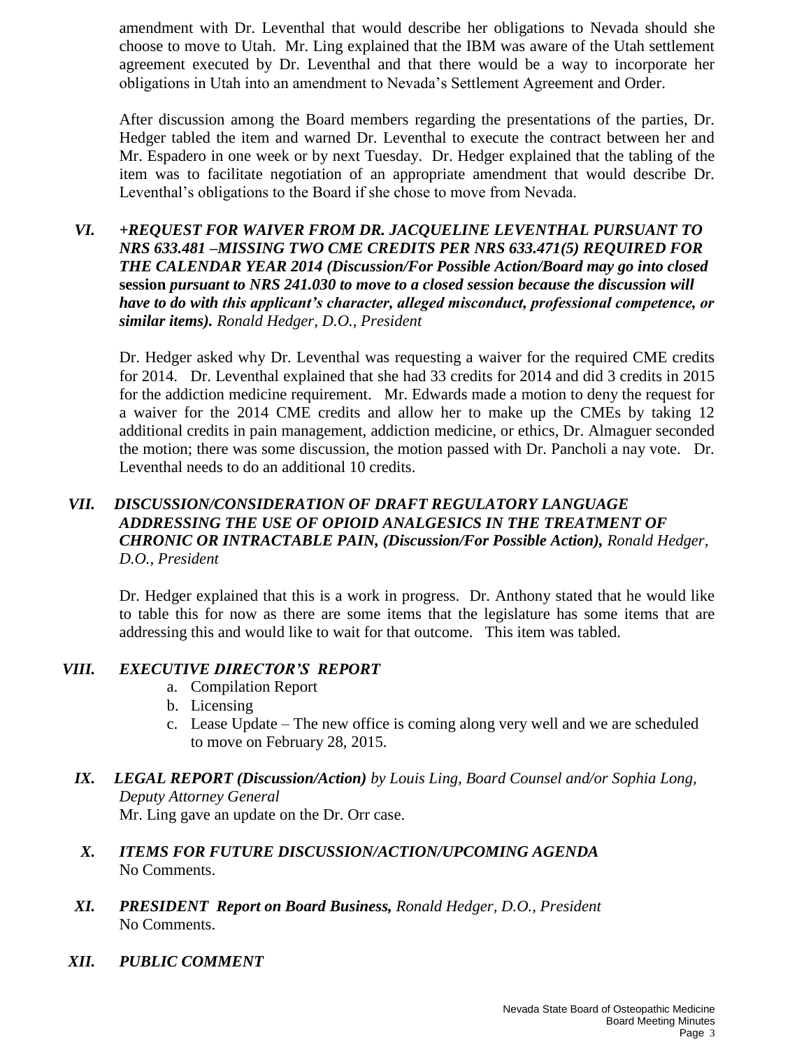amendment with Dr. Leventhal that would describe her obligations to Nevada should she choose to move to Utah. Mr. Ling explained that the IBM was aware of the Utah settlement agreement executed by Dr. Leventhal and that there would be a way to incorporate her obligations in Utah into an amendment to Nevada's Settlement Agreement and Order.

After discussion among the Board members regarding the presentations of the parties, Dr. Hedger tabled the item and warned Dr. Leventhal to execute the contract between her and Mr. Espadero in one week or by next Tuesday. Dr. Hedger explained that the tabling of the item was to facilitate negotiation of an appropriate amendment that would describe Dr. Leventhal's obligations to the Board if she chose to move from Nevada.

***VI. +REQUEST FOR WAIVER FROM DR. JACQUELINE LEVENTHAL PURSUANT TO NRS 633.481 –MISSING TWO CME CREDITS PER NRS 633.471(5) REQUIRED FOR THE CALENDAR YEAR 2014 (Discussion/For Possible Action/Board may go into closed* session *pursuant to NRS 241.030 to move to a closed session because the discussion will have to do with this applicant's character, alleged misconduct, professional competence, or similar items).*** *Ronald Hedger, D.O., President*

Dr. Hedger asked why Dr. Leventhal was requesting a waiver for the required CME credits for 2014. Dr. Leventhal explained that she had 33 credits for 2014 and did 3 credits in 2015 for the addiction medicine requirement. Mr. Edwards made a motion to deny the request for a waiver for the 2014 CME credits and allow her to make up the CMEs by taking 12 additional credits in pain management, addiction medicine, or ethics, Dr. Almaguer seconded the motion; there was some discussion, the motion passed with Dr. Pancholi a nay vote. Dr. Leventhal needs to do an additional 10 credits.

***VII. DISCUSSION/CONSIDERATION OF DRAFT REGULATORY LANGUAGE ADDRESSING THE USE OF OPIOID ANALGESICS IN THE TREATMENT OF CHRONIC OR INTRACTABLE PAIN, (Discussion/For Possible Action),*** *Ronald Hedger, D.O., President*

Dr. Hedger explained that this is a work in progress. Dr. Anthony stated that he would like to table this for now as there are some items that the legislature has some items that are addressing this and would like to wait for that outcome. This item was tabled.

***VIII. EXECUTIVE DIRECTOR'S REPORT***

a. Compilation Report
b. Licensing
c. Lease Update – The new office is coming along very well and we are scheduled to move on February 28, 2015.

***IX. LEGAL REPORT (Discussion/Action)*** *by Louis Ling, Board Counsel and/or Sophia Long, Deputy Attorney General*

Mr. Ling gave an update on the Dr. Orr case.

***X. ITEMS FOR FUTURE DISCUSSION/ACTION/UPCOMING AGENDA***

No Comments.

***XI. PRESIDENT Report on Board Business,*** *Ronald Hedger, D.O., President*

No Comments.

***XII. PUBLIC COMMENT***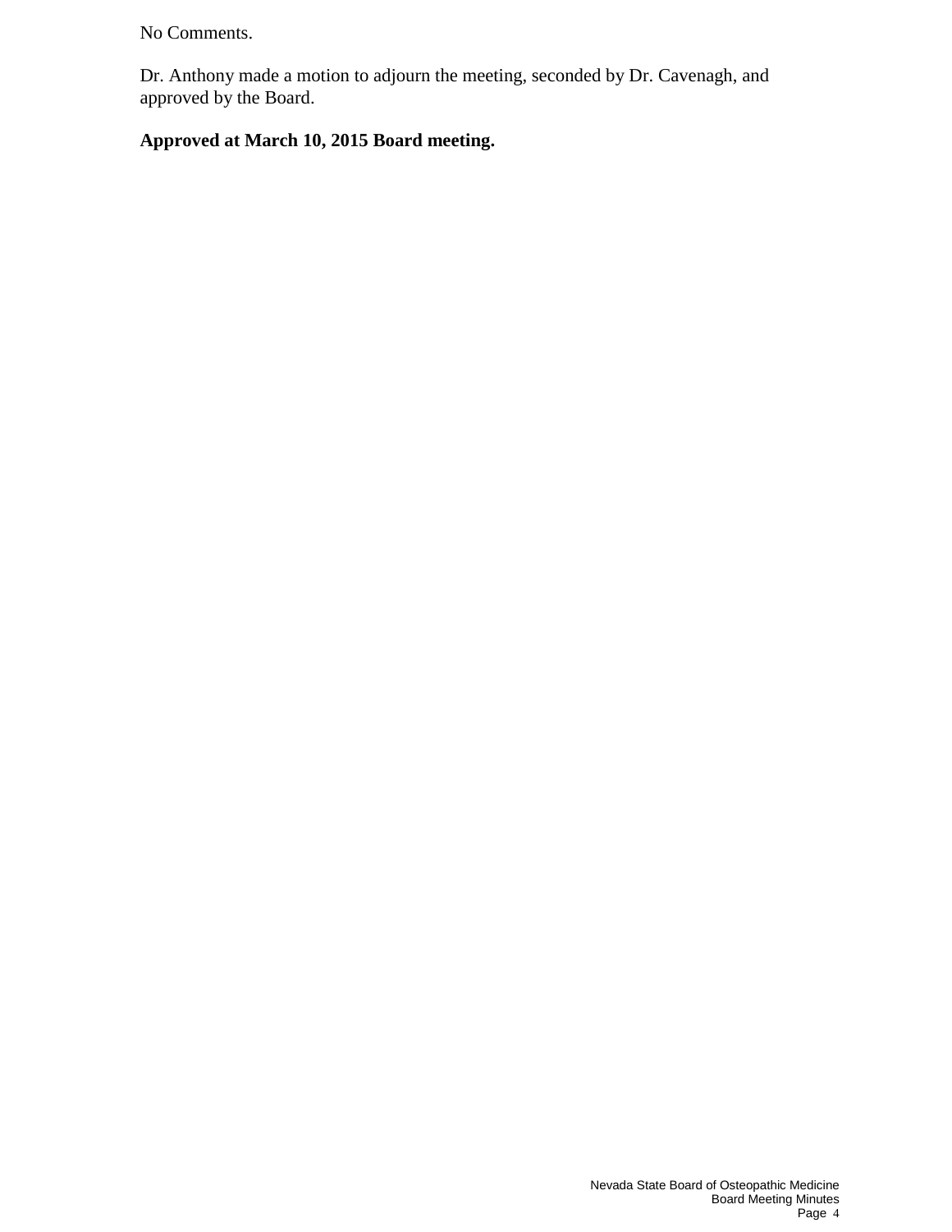No Comments.

Dr. Anthony made a motion to adjourn the meeting, seconded by Dr. Cavenagh, and approved by the Board.

**Approved at March 10, 2015 Board meeting.**